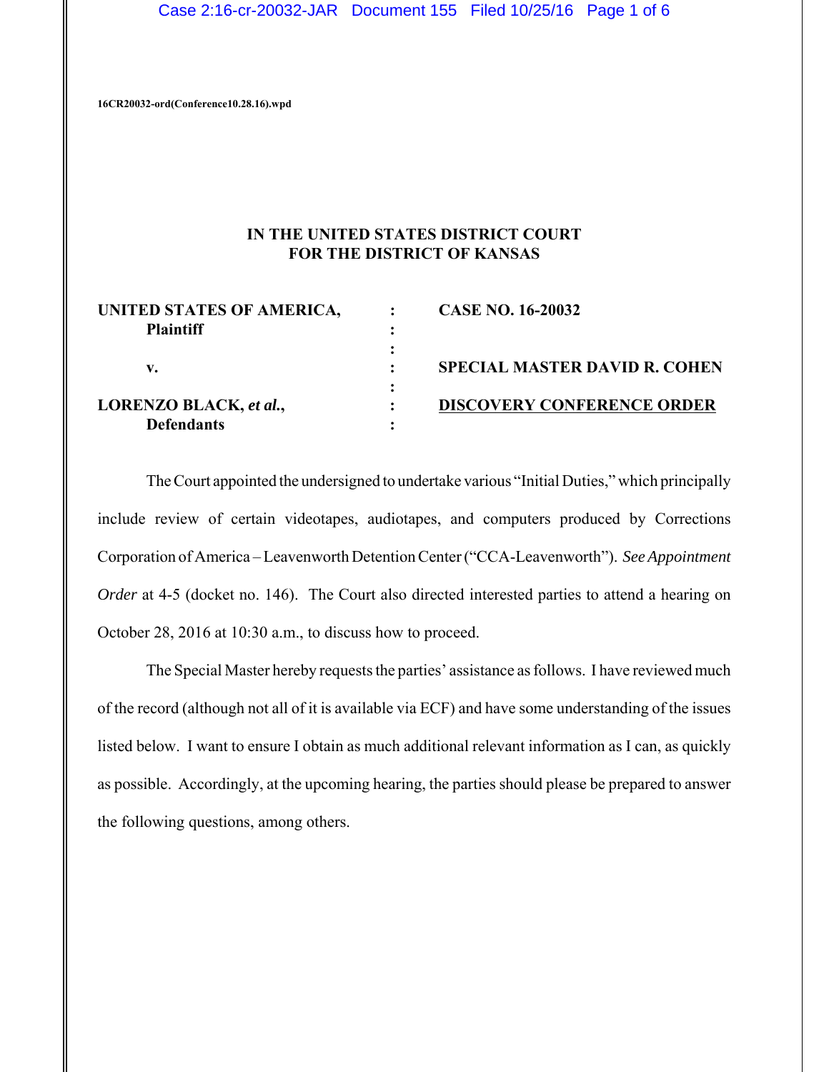16CR20032-ord(Conference10.28.16).wpd

**IN THE UNITED STATES DISTRICT COURT**
**FOR THE DISTRICT OF KANSAS**

| | | |
|---|---|---|
| **UNITED STATES OF AMERICA,** | : | **CASE NO. 16-20032** |
| **Plaintiff** | : | |
| | : | |
| **v.** | : | **SPECIAL MASTER DAVID R. COHEN** |
| | : | |
| **LORENZO BLACK,** ***et al.*****,** | : | **DISCOVERY CONFERENCE ORDER** |
| **Defendants** | : | |

The Court appointed the undersigned to undertake various "Initial Duties," which principally include review of certain videotapes, audiotapes, and computers produced by Corrections Corporation of America – Leavenworth Detention Center ("CCA-Leavenworth"). *See Appointment Order* at 4-5 (docket no. 146). The Court also directed interested parties to attend a hearing on October 28, 2016 at 10:30 a.m., to discuss how to proceed.

The Special Master hereby requests the parties' assistance as follows. I have reviewed much of the record (although not all of it is available via ECF) and have some understanding of the issues listed below. I want to ensure I obtain as much additional relevant information as I can, as quickly as possible. Accordingly, at the upcoming hearing, the parties should please be prepared to answer the following questions, among others.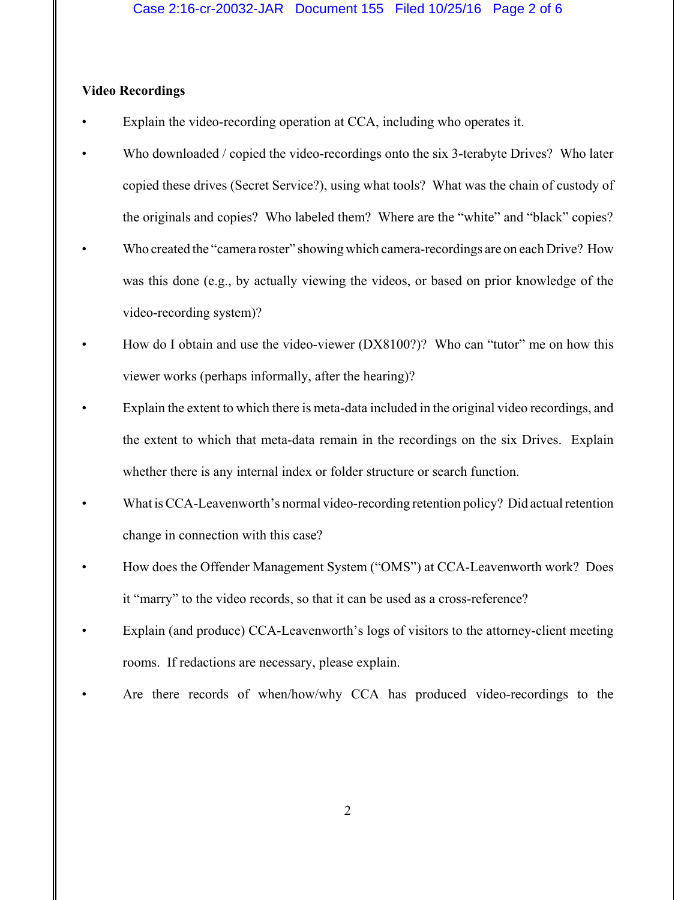**Video Recordings**

- Explain the video-recording operation at CCA, including who operates it.
- Who downloaded / copied the video-recordings onto the six 3-terabyte Drives? Who later copied these drives (Secret Service?), using what tools? What was the chain of custody of the originals and copies? Who labeled them? Where are the "white" and "black" copies?
- Who created the "camera roster" showing which camera-recordings are on each Drive? How was this done (e.g., by actually viewing the videos, or based on prior knowledge of the video-recording system)?
- How do I obtain and use the video-viewer (DX8100?)? Who can "tutor" me on how this viewer works (perhaps informally, after the hearing)?
- Explain the extent to which there is meta-data included in the original video recordings, and the extent to which that meta-data remain in the recordings on the six Drives. Explain whether there is any internal index or folder structure or search function.
- What is CCA-Leavenworth's normal video-recording retention policy? Did actual retention change in connection with this case?
- How does the Offender Management System ("OMS") at CCA-Leavenworth work? Does it "marry" to the video records, so that it can be used as a cross-reference?
- Explain (and produce) CCA-Leavenworth's logs of visitors to the attorney-client meeting rooms. If redactions are necessary, please explain.
- Are there records of when/how/why CCA has produced video-recordings to the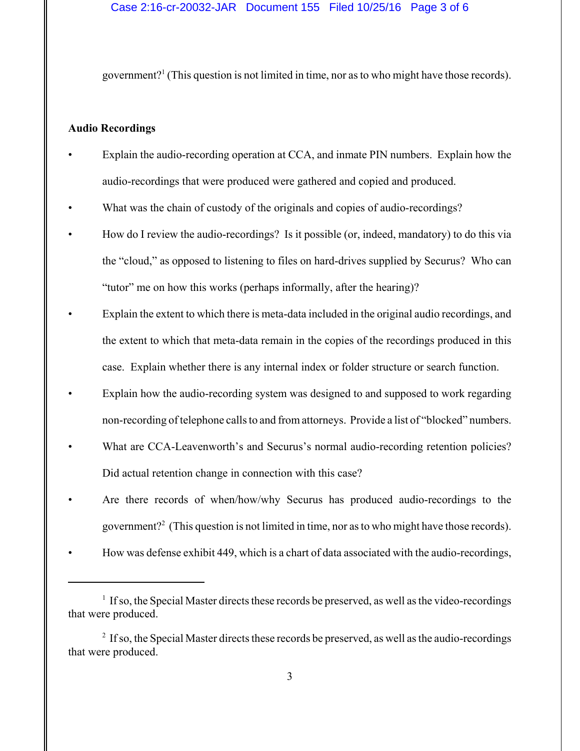government?[1] (This question is not limited in time, nor as to who might have those records).

**Audio Recordings**

- Explain the audio-recording operation at CCA, and inmate PIN numbers. Explain how the audio-recordings that were produced were gathered and copied and produced.
- What was the chain of custody of the originals and copies of audio-recordings?
- How do I review the audio-recordings? Is it possible (or, indeed, mandatory) to do this via the "cloud," as opposed to listening to files on hard-drives supplied by Securus? Who can "tutor" me on how this works (perhaps informally, after the hearing)?
- Explain the extent to which there is meta-data included in the original audio recordings, and the extent to which that meta-data remain in the copies of the recordings produced in this case. Explain whether there is any internal index or folder structure or search function.
- Explain how the audio-recording system was designed to and supposed to work regarding non-recording of telephone calls to and from attorneys. Provide a list of "blocked" numbers.
- What are CCA-Leavenworth's and Securus's normal audio-recording retention policies? Did actual retention change in connection with this case?
- Are there records of when/how/why Securus has produced audio-recordings to the government?[2] (This question is not limited in time, nor as to who might have those records).
- How was defense exhibit 449, which is a chart of data associated with the audio-recordings,

---

[1] If so, the Special Master directs these records be preserved, as well as the video-recordings that were produced.

[2] If so, the Special Master directs these records be preserved, as well as the audio-recordings that were produced.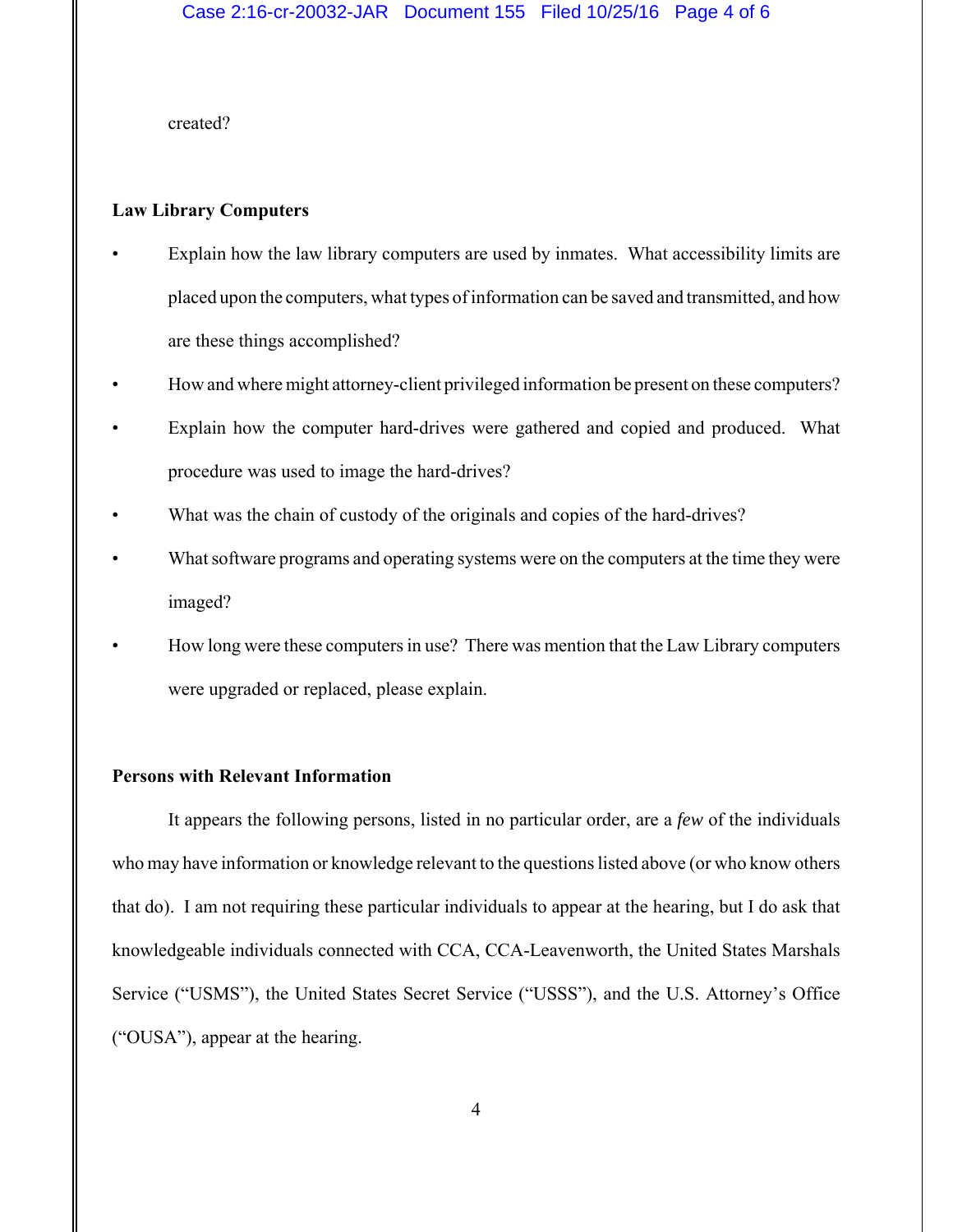created?

**Law Library Computers**

- Explain how the law library computers are used by inmates. What accessibility limits are placed upon the computers, what types of information can be saved and transmitted, and how are these things accomplished?
- How and where might attorney-client privileged information be present on these computers?
- Explain how the computer hard-drives were gathered and copied and produced. What procedure was used to image the hard-drives?
- What was the chain of custody of the originals and copies of the hard-drives?
- What software programs and operating systems were on the computers at the time they were imaged?
- How long were these computers in use? There was mention that the Law Library computers were upgraded or replaced, please explain.

**Persons with Relevant Information**

It appears the following persons, listed in no particular order, are a *few* of the individuals who may have information or knowledge relevant to the questions listed above (or who know others that do). I am not requiring these particular individuals to appear at the hearing, but I do ask that knowledgeable individuals connected with CCA, CCA-Leavenworth, the United States Marshals Service ("USMS"), the United States Secret Service ("USSS"), and the U.S. Attorney's Office ("OUSA"), appear at the hearing.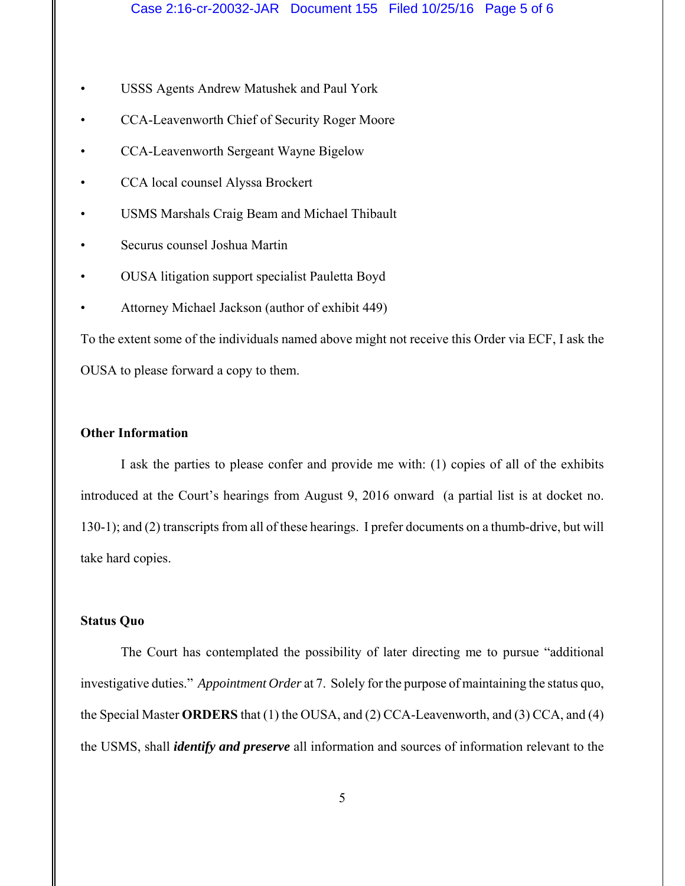- USSS Agents Andrew Matushek and Paul York
- CCA-Leavenworth Chief of Security Roger Moore
- CCA-Leavenworth Sergeant Wayne Bigelow
- CCA local counsel Alyssa Brockert
- USMS Marshals Craig Beam and Michael Thibault
- Securus counsel Joshua Martin
- OUSA litigation support specialist Pauletta Boyd
- Attorney Michael Jackson (author of exhibit 449)

To the extent some of the individuals named above might not receive this Order via ECF, I ask the OUSA to please forward a copy to them.

**Other Information**

I ask the parties to please confer and provide me with: (1) copies of all of the exhibits introduced at the Court's hearings from August 9, 2016 onward (a partial list is at docket no. 130-1); and (2) transcripts from all of these hearings. I prefer documents on a thumb-drive, but will take hard copies.

**Status Quo**

The Court has contemplated the possibility of later directing me to pursue "additional investigative duties." *Appointment Order* at 7. Solely for the purpose of maintaining the status quo, the Special Master **ORDERS** that (1) the OUSA, and (2) CCA-Leavenworth, and (3) CCA, and (4) the USMS, shall ***identify and preserve*** all information and sources of information relevant to the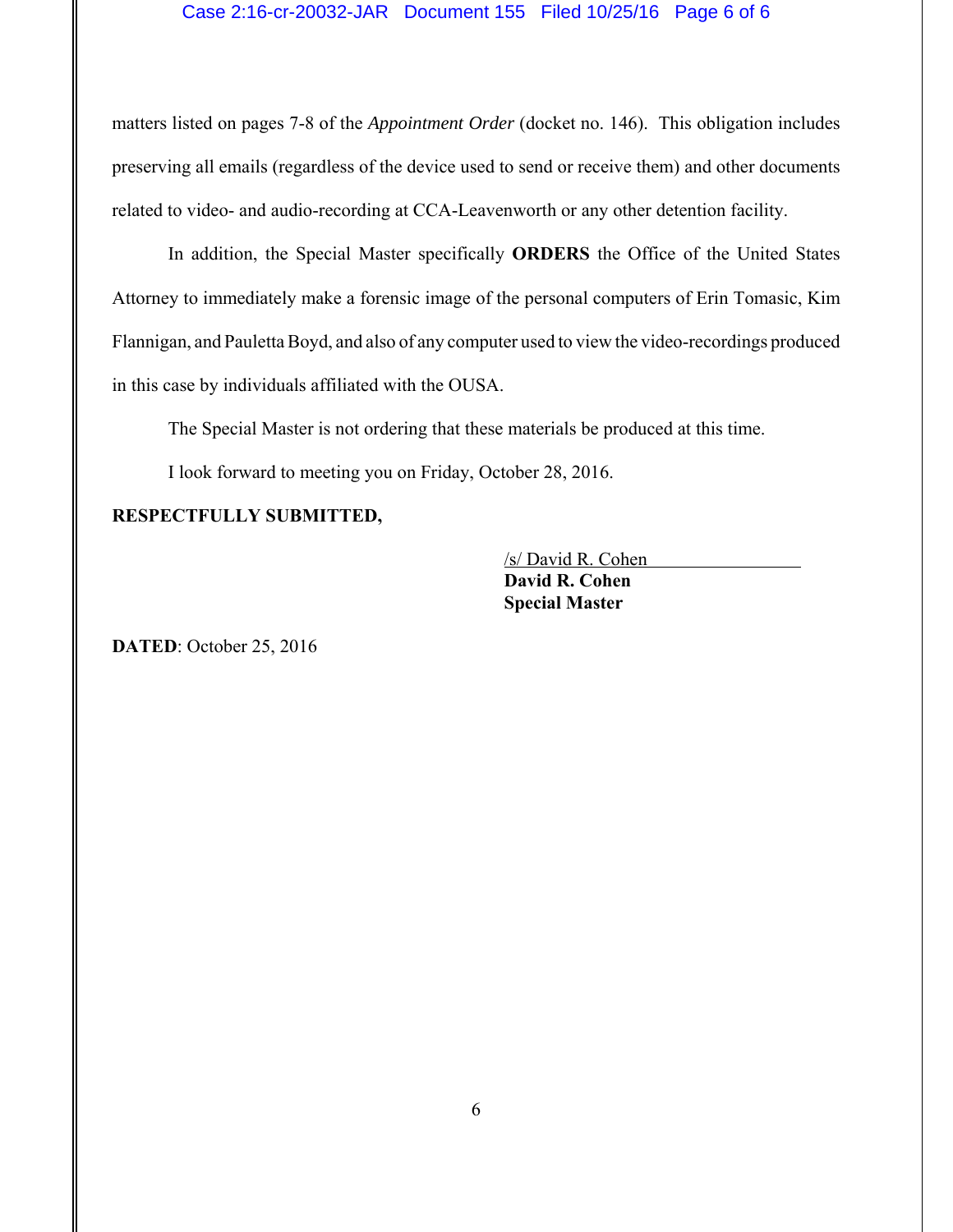matters listed on pages 7-8 of the *Appointment Order* (docket no. 146). This obligation includes preserving all emails (regardless of the device used to send or receive them) and other documents related to video- and audio-recording at CCA-Leavenworth or any other detention facility.

In addition, the Special Master specifically **ORDERS** the Office of the United States Attorney to immediately make a forensic image of the personal computers of Erin Tomasic, Kim Flannigan, and Pauletta Boyd, and also of any computer used to view the video-recordings produced in this case by individuals affiliated with the OUSA.

The Special Master is not ordering that these materials be produced at this time.

I look forward to meeting you on Friday, October 28, 2016.

**RESPECTFULLY SUBMITTED,**

/s/ David R. Cohen
**David R. Cohen**
**Special Master**

**DATED**: October 25, 2016